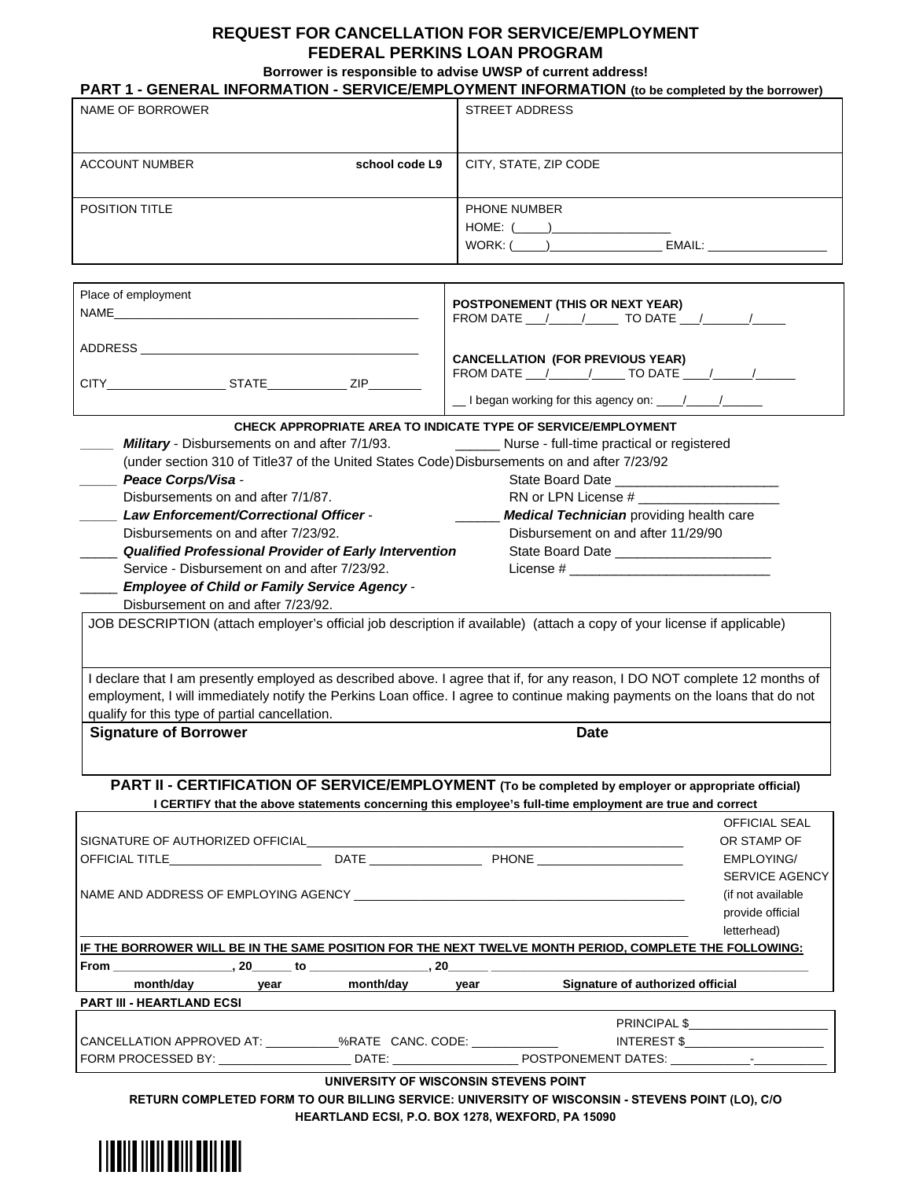# REQUEST FOR CANCELLATION FOR SERVICE/EMPLOYMENT
# FEDERAL PERKINS LOAN PROGRAM

**Borrower is responsible to advise UWSP of current address!**

## PART 1 - GENERAL INFORMATION - SERVICE/EMPLOYMENT INFORMATION (to be completed by the borrower)

| NAME OF BORROWER | STREET ADDRESS |
|---|---|
| ACCOUNT NUMBER **school code L9** | CITY, STATE, ZIP CODE |
| POSITION TITLE | PHONE NUMBER<br>HOME: (\_\_\_\_\_)\_\_\_\_\_\_\_\_\_\_\_\_\_\_\_\_\_<br>WORK: (\_\_\_\_\_)\_\_\_\_\_\_\_\_\_\_\_\_\_\_\_\_\_ EMAIL: \_\_\_\_\_\_\_\_\_\_\_\_\_\_\_\_\_\_ |

| Place of employment | |
|---|---|
| NAME\_\_\_\_\_\_\_\_\_\_\_\_\_\_\_\_\_\_\_\_\_\_\_\_\_\_\_\_\_\_\_\_\_\_\_\_\_\_\_\_\_\_\_\_\_ | **POSTPONEMENT (THIS OR NEXT YEAR)**<br>FROM DATE \_\_\_/\_\_\_\_\_/\_\_\_\_\_ TO DATE \_\_\_/\_\_\_\_\_\_/\_\_\_\_\_ |
| ADDRESS \_\_\_\_\_\_\_\_\_\_\_\_\_\_\_\_\_\_\_\_\_\_\_\_\_\_\_\_\_\_\_\_\_\_\_\_\_\_\_\_\_\_ | **CANCELLATION (FOR PREVIOUS YEAR)**<br>FROM DATE \_\_\_/\_\_\_\_\_/\_\_\_\_\_ TO DATE \_\_\_\_/\_\_\_\_\_/\_\_\_\_\_\_ |
| CITY\_\_\_\_\_\_\_\_\_\_\_\_\_\_\_\_\_\_ STATE\_\_\_\_\_\_\_\_\_\_\_\_ ZIP\_\_\_\_\_\_\_\_ | \_\_ I began working for this agency on: \_\_\_\_/\_\_\_\_\_/\_\_\_\_\_\_ |

**CHECK APPROPRIATE AREA TO INDICATE TYPE OF SERVICE/EMPLOYMENT**

\_\_\_\_\_ ***Military*** - Disbursements on and after 7/1/93. (under section 310 of Title37 of the United States Code)

\_\_\_\_\_ ***Peace Corps/Visa*** - Disbursements on and after 7/1/87.

\_\_\_\_\_ ***Law Enforcement/Correctional Officer*** - Disbursements on and after 7/23/92.

\_\_\_\_\_ ***Qualified Professional Provider of Early Intervention*** Service - Disbursement on and after 7/23/92.

\_\_\_\_\_ ***Employee of Child or Family Service Agency*** - Disbursement on and after 7/23/92.

\_\_\_\_\_\_ Nurse - full-time practical or registered Disbursements on and after 7/23/92
State Board Date \_\_\_\_\_\_\_\_\_\_\_\_\_\_\_\_\_\_\_\_\_\_
RN or LPN License # \_\_\_\_\_\_\_\_\_\_\_\_\_\_\_\_\_\_\_

\_\_\_\_\_\_ ***Medical Technician*** providing health care Disbursement on and after 11/29/90
State Board Date \_\_\_\_\_\_\_\_\_\_\_\_\_\_\_\_\_\_\_\_\_
License # \_\_\_\_\_\_\_\_\_\_\_\_\_\_\_\_\_\_\_\_\_\_\_\_\_\_\_

JOB DESCRIPTION (attach employer's official job description if available) (attach a copy of your license if applicable)

I declare that I am presently employed as described above. I agree that if, for any reason, I DO NOT complete 12 months of employment, I will immediately notify the Perkins Loan office. I agree to continue making payments on the loans that do not qualify for this type of partial cancellation.

**Signature of Borrower** **Date**

## PART II - CERTIFICATION OF SERVICE/EMPLOYMENT (To be completed by employer or appropriate official)

**I CERTIFY that the above statements concerning this employee's full-time employment are true and correct**

SIGNATURE OF AUTHORIZED OFFICIAL\_\_\_\_\_\_\_\_\_\_\_\_\_\_\_\_\_\_\_\_\_\_\_\_\_\_\_\_\_\_\_\_\_\_\_\_\_\_\_\_\_\_\_\_\_\_\_\_\_\_\_\_\_\_

OFFICIAL TITLE\_\_\_\_\_\_\_\_\_\_\_\_\_\_\_\_\_\_\_\_\_\_ DATE \_\_\_\_\_\_\_\_\_\_\_\_\_\_\_\_ PHONE \_\_\_\_\_\_\_\_\_\_\_\_\_\_\_\_\_\_\_\_\_\_

NAME AND ADDRESS OF EMPLOYING AGENCY \_\_\_\_\_\_\_\_\_\_\_\_\_\_\_\_\_\_\_\_\_\_\_\_\_\_\_\_\_\_\_\_\_\_\_\_\_\_\_\_\_\_\_\_\_\_\_\_

OFFICIAL SEAL OR STAMP OF EMPLOYING/ SERVICE AGENCY (if not available provide official letterhead)

**IF THE BORROWER WILL BE IN THE SAME POSITION FOR THE NEXT TWELVE MONTH PERIOD, COMPLETE THE FOLLOWING:**

**From** \_\_\_\_\_\_\_\_\_\_\_\_\_\_\_\_\_, **20**\_\_\_\_\_\_ **to** \_\_\_\_\_\_\_\_\_\_\_\_\_\_\_\_\_, **20**\_\_\_\_\_\_ \_\_\_\_\_\_\_\_\_\_\_\_\_\_\_\_\_\_\_\_\_\_\_\_\_\_\_\_\_\_\_\_\_\_\_\_\_\_\_\_\_\_

**month/day** **year** **month/day** **year** **Signature of authorized official**

## PART III - HEARTLAND ECSI

PRINCIPAL $\_\_\_\_\_\_\_\_\_\_\_\_\_\_\_\_\_\_\_\_

CANCELLATION APPROVED AT: \_\_\_\_\_\_\_\_\_\_\_%RATE CANC. CODE: \_\_\_\_\_\_\_\_\_\_\_\_\_ INTEREST $\_\_\_\_\_\_\_\_\_\_\_\_\_\_\_\_\_\_\_\_

FORM PROCESSED BY: \_\_\_\_\_\_\_\_\_\_\_\_\_\_\_\_\_\_\_\_ DATE: \_\_\_\_\_\_\_\_\_\_\_\_\_\_\_\_\_\_\_ POSTPONEMENT DATES: \_\_\_\_\_\_\_\_\_\_\_\_-\_\_\_\_\_\_\_\_\_\_\_

**UNIVERSITY OF WISCONSIN STEVENS POINT**

**RETURN COMPLETED FORM TO OUR BILLING SERVICE: UNIVERSITY OF WISCONSIN - STEVENS POINT (LO), C/O HEARTLAND ECSI, P.O. BOX 1278, WEXFORD, PA 15090**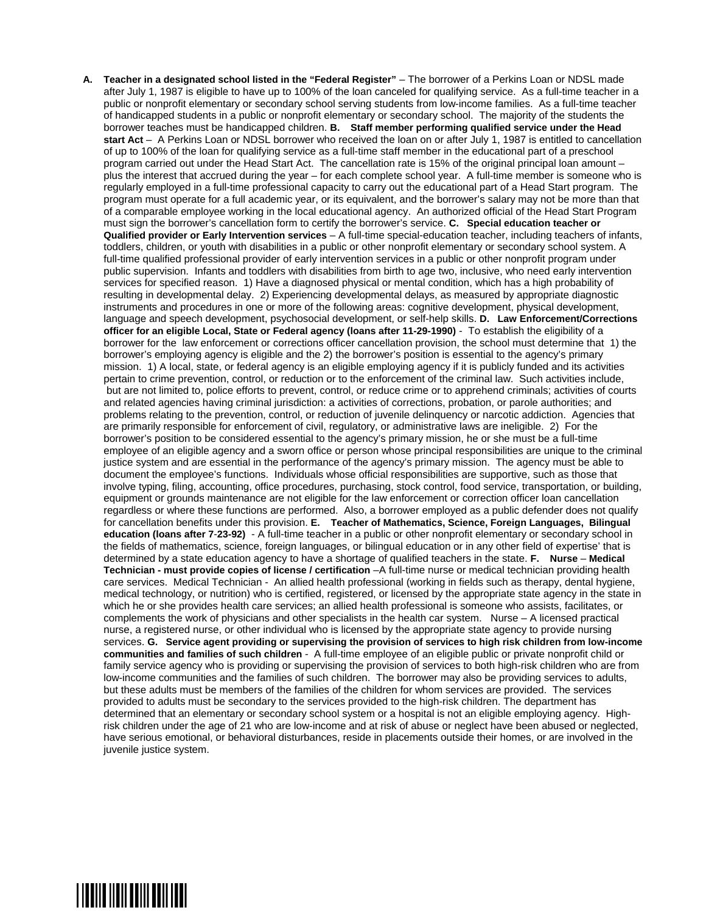**A. Teacher in a designated school listed in the "Federal Register"** – The borrower of a Perkins Loan or NDSL made after July 1, 1987 is eligible to have up to 100% of the loan canceled for qualifying service. As a full-time teacher in a public or nonprofit elementary or secondary school serving students from low-income families. As a full-time teacher of handicapped students in a public or nonprofit elementary or secondary school. The majority of the students the borrower teaches must be handicapped children. **B. Staff member performing qualified service under the Head start Act** – A Perkins Loan or NDSL borrower who received the loan on or after July 1, 1987 is entitled to cancellation of up to 100% of the loan for qualifying service as a full-time staff member in the educational part of a preschool program carried out under the Head Start Act. The cancellation rate is 15% of the original principal loan amount – plus the interest that accrued during the year – for each complete school year. A full-time member is someone who is regularly employed in a full-time professional capacity to carry out the educational part of a Head Start program. The program must operate for a full academic year, or its equivalent, and the borrower's salary may not be more than that of a comparable employee working in the local educational agency. An authorized official of the Head Start Program must sign the borrower's cancellation form to certify the borrower's service. **C. Special education teacher or Qualified provider or Early Intervention services** – A full-time special-education teacher, including teachers of infants, toddlers, children, or youth with disabilities in a public or other nonprofit elementary or secondary school system. A full-time qualified professional provider of early intervention services in a public or other nonprofit program under public supervision. Infants and toddlers with disabilities from birth to age two, inclusive, who need early intervention services for specified reason. 1) Have a diagnosed physical or mental condition, which has a high probability of resulting in developmental delay. 2) Experiencing developmental delays, as measured by appropriate diagnostic instruments and procedures in one or more of the following areas: cognitive development, physical development, language and speech development, psychosocial development, or self-help skills. **D. Law Enforcement/Corrections officer for an eligible Local, State or Federal agency (loans after 11-29-1990)** - To establish the eligibility of a borrower for the law enforcement or corrections officer cancellation provision, the school must determine that 1) the borrower's employing agency is eligible and the 2) the borrower's position is essential to the agency's primary mission. 1) A local, state, or federal agency is an eligible employing agency if it is publicly funded and its activities pertain to crime prevention, control, or reduction or to the enforcement of the criminal law. Such activities include, but are not limited to, police efforts to prevent, control, or reduce crime or to apprehend criminals; activities of courts and related agencies having criminal jurisdiction: a activities of corrections, probation, or parole authorities; and problems relating to the prevention, control, or reduction of juvenile delinquency or narcotic addiction. Agencies that are primarily responsible for enforcement of civil, regulatory, or administrative laws are ineligible. 2) For the borrower's position to be considered essential to the agency's primary mission, he or she must be a full-time employee of an eligible agency and a sworn office or person whose principal responsibilities are unique to the criminal justice system and are essential in the performance of the agency's primary mission. The agency must be able to document the employee's functions. Individuals whose official responsibilities are supportive, such as those that involve typing, filing, accounting, office procedures, purchasing, stock control, food service, transportation, or building, equipment or grounds maintenance are not eligible for the law enforcement or correction officer loan cancellation regardless or where these functions are performed. Also, a borrower employed as a public defender does not qualify for cancellation benefits under this provision. **E. Teacher of Mathematics, Science, Foreign Languages, Bilingual education (loans after 7-23-92)** - A full-time teacher in a public or other nonprofit elementary or secondary school in the fields of mathematics, science, foreign languages, or bilingual education or in any other field of expertise' that is determined by a state education agency to have a shortage of qualified teachers in the state. **F. Nurse – Medical Technician - must provide copies of license / certification** –A full-time nurse or medical technician providing health care services. Medical Technician - An allied health professional (working in fields such as therapy, dental hygiene, medical technology, or nutrition) who is certified, registered, or licensed by the appropriate state agency in the state in which he or she provides health care services; an allied health professional is someone who assists, facilitates, or complements the work of physicians and other specialists in the health car system. Nurse – A licensed practical nurse, a registered nurse, or other individual who is licensed by the appropriate state agency to provide nursing services. **G. Service agent providing or supervising the provision of services to high risk children from low-income communities and families of such children** - A full-time employee of an eligible public or private nonprofit child or family service agency who is providing or supervising the provision of services to both high-risk children who are from low-income communities and the families of such children. The borrower may also be providing services to adults, but these adults must be members of the families of the children for whom services are provided. The services provided to adults must be secondary to the services provided to the high-risk children. The department has determined that an elementary or secondary school system or a hospital is not an eligible employing agency. High-risk children under the age of 21 who are low-income and at risk of abuse or neglect have been abused or neglected, have serious emotional, or behavioral disturbances, reside in placements outside their homes, or are involved in the juvenile justice system.